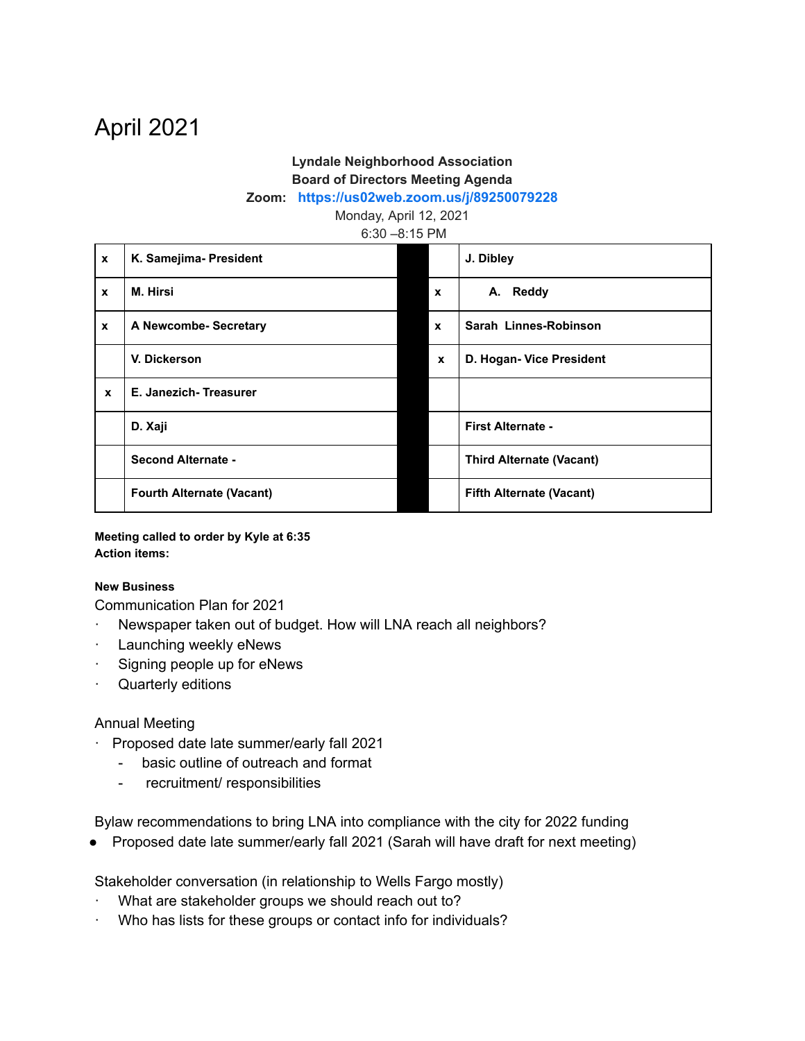# April 2021

**Lyndale Neighborhood Association**
**Board of Directors Meeting Agenda**
**Zoom: https://us02web.zoom.us/j/89250079228**
Monday, April 12, 2021
6:30 –8:15 PM

| | | | | |
|---|---|---|---|---|
| x | **K. Samejima- President** | | | **J. Dibley** |
| x | **M. Hirsi** | | x | **A. Reddy** |
| x | **A Newcombe- Secretary** | | x | **Sarah Linnes-Robinson** |
| | **V. Dickerson** | | x | **D. Hogan- Vice President** |
| x | **E. Janezich- Treasurer** | | | |
| | **D. Xaji** | | | **First Alternate -** |
| | **Second Alternate -** | | | **Third Alternate (Vacant)** |
| | **Fourth Alternate (Vacant)** | | | **Fifth Alternate (Vacant)** |

**Meeting called to order by Kyle at 6:35**
**Action items:**

**New Business**

Communication Plan for 2021

- Newspaper taken out of budget. How will LNA reach all neighbors?
- Launching weekly eNews
- Signing people up for eNews
- Quarterly editions

Annual Meeting

- Proposed date late summer/early fall 2021
  - basic outline of outreach and format
  - recruitment/ responsibilities

Bylaw recommendations to bring LNA into compliance with the city for 2022 funding

- Proposed date late summer/early fall 2021 (Sarah will have draft for next meeting)

Stakeholder conversation (in relationship to Wells Fargo mostly)

- What are stakeholder groups we should reach out to?
- Who has lists for these groups or contact info for individuals?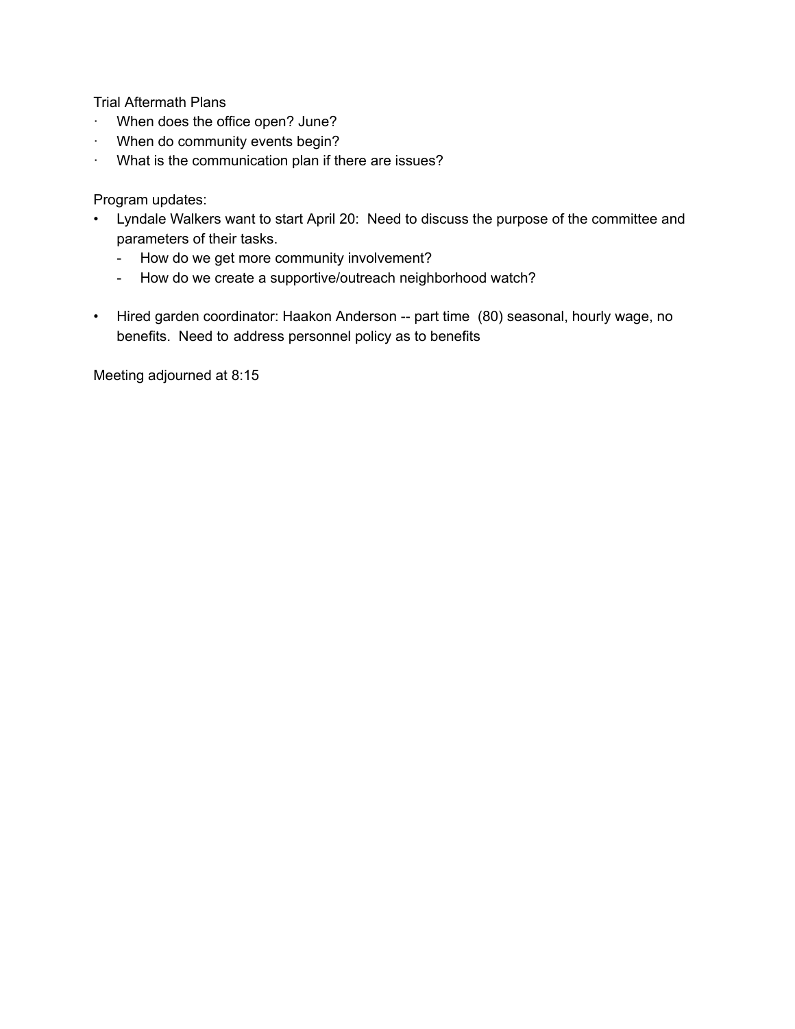Trial Aftermath Plans

- When does the office open? June?
- When do community events begin?
- What is the communication plan if there are issues?

Program updates:

- Lyndale Walkers want to start April 20: Need to discuss the purpose of the committee and parameters of their tasks.
  - How do we get more community involvement?
  - How do we create a supportive/outreach neighborhood watch?

- Hired garden coordinator: Haakon Anderson -- part time (80) seasonal, hourly wage, no benefits. Need to address personnel policy as to benefits

Meeting adjourned at 8:15